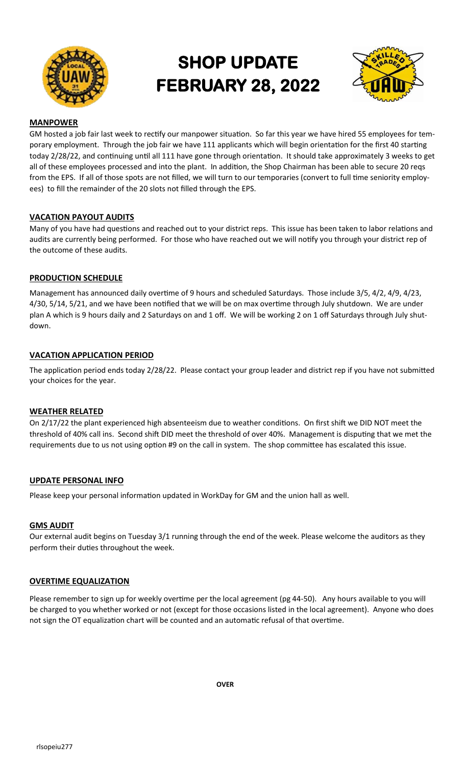# SHOP UPDATE FEBRUARY 28, 2022

**MANPOWER**

GM hosted a job fair last week to rectify our manpower situation. So far this year we have hired 55 employees for temporary employment. Through the job fair we have 111 applicants which will begin orientation for the first 40 starting today 2/28/22, and continuing until all 111 have gone through orientation. It should take approximately 3 weeks to get all of these employees processed and into the plant. In addition, the Shop Chairman has been able to secure 20 reqs from the EPS. If all of those spots are not filled, we will turn to our temporaries (convert to full time seniority employees) to fill the remainder of the 20 slots not filled through the EPS.

**VACATION PAYOUT AUDITS**

Many of you have had questions and reached out to your district reps. This issue has been taken to labor relations and audits are currently being performed. For those who have reached out we will notify you through your district rep of the outcome of these audits.

**PRODUCTION SCHEDULE**

Management has announced daily overtime of 9 hours and scheduled Saturdays. Those include 3/5, 4/2, 4/9, 4/23, 4/30, 5/14, 5/21, and we have been notified that we will be on max overtime through July shutdown. We are under plan A which is 9 hours daily and 2 Saturdays on and 1 off. We will be working 2 on 1 off Saturdays through July shutdown.

**VACATION APPLICATION PERIOD**

The application period ends today 2/28/22. Please contact your group leader and district rep if you have not submitted your choices for the year.

**WEATHER RELATED**

On 2/17/22 the plant experienced high absenteeism due to weather conditions. On first shift we DID NOT meet the threshold of 40% call ins. Second shift DID meet the threshold of over 40%. Management is disputing that we met the requirements due to us not using option #9 on the call in system. The shop committee has escalated this issue.

**UPDATE PERSONAL INFO**

Please keep your personal information updated in WorkDay for GM and the union hall as well.

**GMS AUDIT**

Our external audit begins on Tuesday 3/1 running through the end of the week. Please welcome the auditors as they perform their duties throughout the week.

**OVERTIME EQUALIZATION**

Please remember to sign up for weekly overtime per the local agreement (pg 44-50). Any hours available to you will be charged to you whether worked or not (except for those occasions listed in the local agreement). Anyone who does not sign the OT equalization chart will be counted and an automatic refusal of that overtime.

**OVER**

rlsopeiu277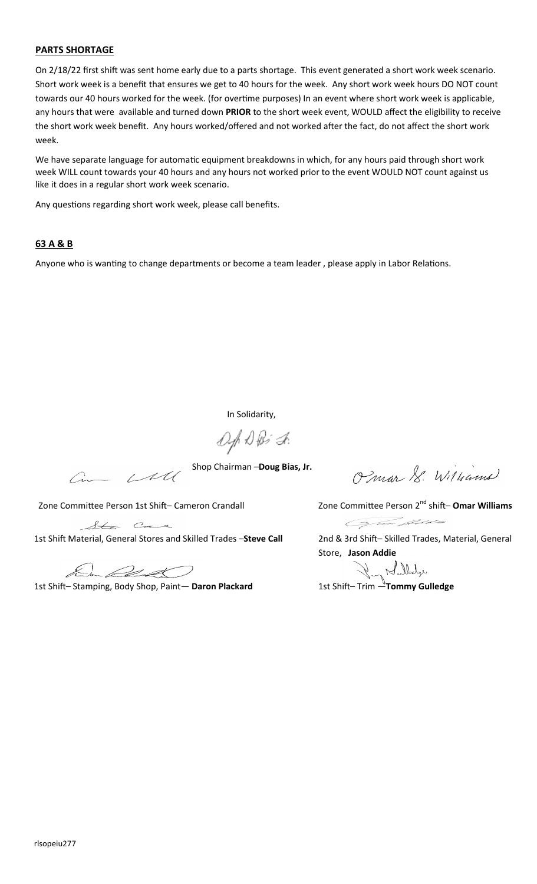## **PARTS SHORTAGE**

On 2/18/22 first shift was sent home early due to a parts shortage. This event generated a short work week scenario. Short work week is a benefit that ensures we get to 40 hours for the week. Any short work week hours DO NOT count towards our 40 hours worked for the week. (for overtime purposes) In an event where short work week is applicable, any hours that were available and turned down **PRIOR** to the short week event, WOULD affect the eligibility to receive the short work week benefit. Any hours worked/offered and not worked after the fact, do not affect the short work week.

We have separate language for automatic equipment breakdowns in which, for any hours paid through short work week WILL count towards your 40 hours and any hours not worked prior to the event WOULD NOT count against us like it does in a regular short work week scenario.

Any questions regarding short work week, please call benefits.

## **63 A & B**

Anyone who is wanting to change departments or become a team leader , please apply in Labor Relations.

In Solidarity,

Shop Chairman –**Doug Bias, Jr.**

Zone Committee Person 1st Shift– Cameron Crandall

Zone Committee Person 2nd shift– **Omar Williams**

1st Shift Material, General Stores and Skilled Trades –**Steve Call**

2nd & 3rd Shift– Skilled Trades, Material, General Store, **Jason Addie**

1st Shift– Stamping, Body Shop, Paint— **Daron Plackard**

1st Shift– Trim —**Tommy Gulledge**

rlsopeiu277